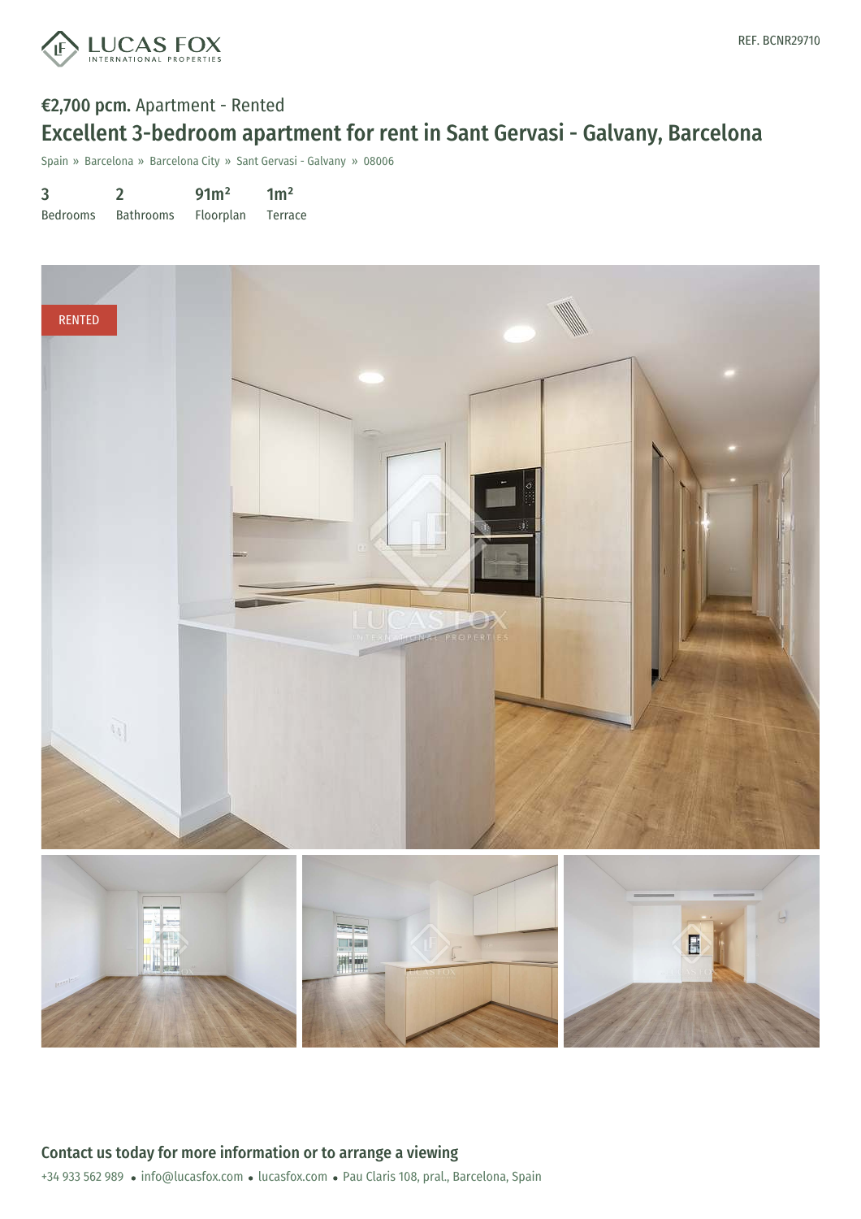LUCAS FOX INTERNATIONAL PROPERTIES

REF. BCNR29710

**€2,700 pcm.** Apartment - Rented

# Excellent 3-bedroom apartment for rent in Sant Gervasi - Galvany, Barcelona

Spain » Barcelona » Barcelona City » Sant Gervasi - Galvany » 08006

| 3 | 2 | 91m² | 1m² |
|---|---|---|---|
| Bedrooms | Bathrooms | Floorplan | Terrace |

RENTED

## Contact us today for more information or to arrange a viewing

+34 933 562 989 • info@lucasfox.com • lucasfox.com • Pau Claris 108, pral., Barcelona, Spain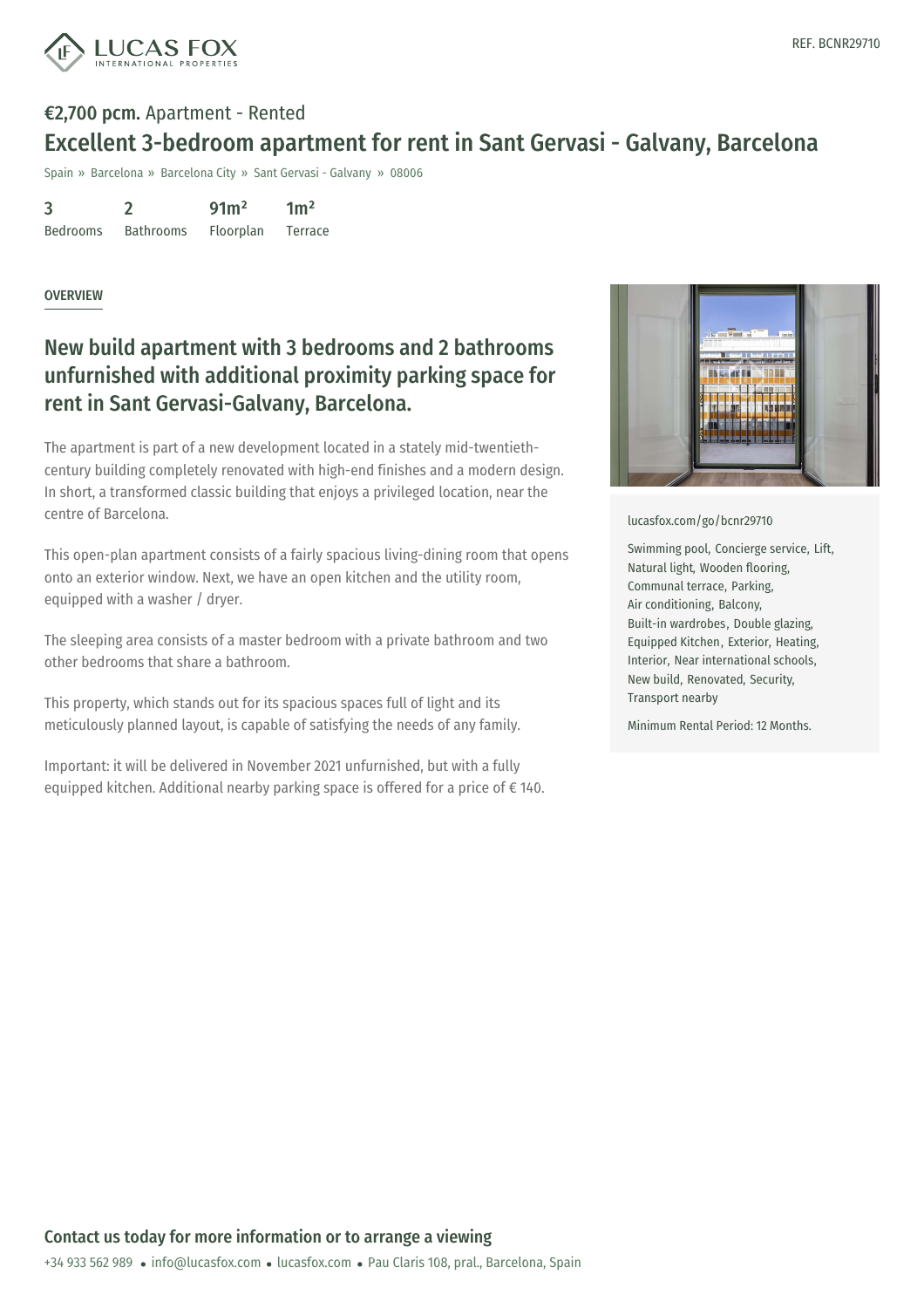REF. BCNR29710

**€2,700 pcm.** Apartment - Rented

# Excellent 3-bedroom apartment for rent in Sant Gervasi - Galvany, Barcelona

Spain » Barcelona » Barcelona City » Sant Gervasi - Galvany » 08006

| 3 | 2 | 91m² | 1m² |
| --- | --- | --- | --- |
| Bedrooms | Bathrooms | Floorplan | Terrace |

OVERVIEW

## New build apartment with 3 bedrooms and 2 bathrooms unfurnished with additional proximity parking space for rent in Sant Gervasi-Galvany, Barcelona.

The apartment is part of a new development located in a stately mid-twentieth-century building completely renovated with high-end finishes and a modern design. In short, a transformed classic building that enjoys a privileged location, near the centre of Barcelona.

This open-plan apartment consists of a fairly spacious living-dining room that opens onto an exterior window. Next, we have an open kitchen and the utility room, equipped with a washer / dryer.

The sleeping area consists of a master bedroom with a private bathroom and two other bedrooms that share a bathroom.

This property, which stands out for its spacious spaces full of light and its meticulously planned layout, is capable of satisfying the needs of any family.

Important: it will be delivered in November 2021 unfurnished, but with a fully equipped kitchen. Additional nearby parking space is offered for a price of € 140.

lucasfox.com/go/bcnr29710

Swimming pool, Concierge service, Lift, Natural light, Wooden flooring, Communal terrace, Parking, Air conditioning, Balcony, Built-in wardrobes, Double glazing, Equipped Kitchen, Exterior, Heating, Interior, Near international schools, New build, Renovated, Security, Transport nearby

Minimum Rental Period: 12 Months.

## Contact us today for more information or to arrange a viewing

+34 933 562 989 • info@lucasfox.com • lucasfox.com • Pau Claris 108, pral., Barcelona, Spain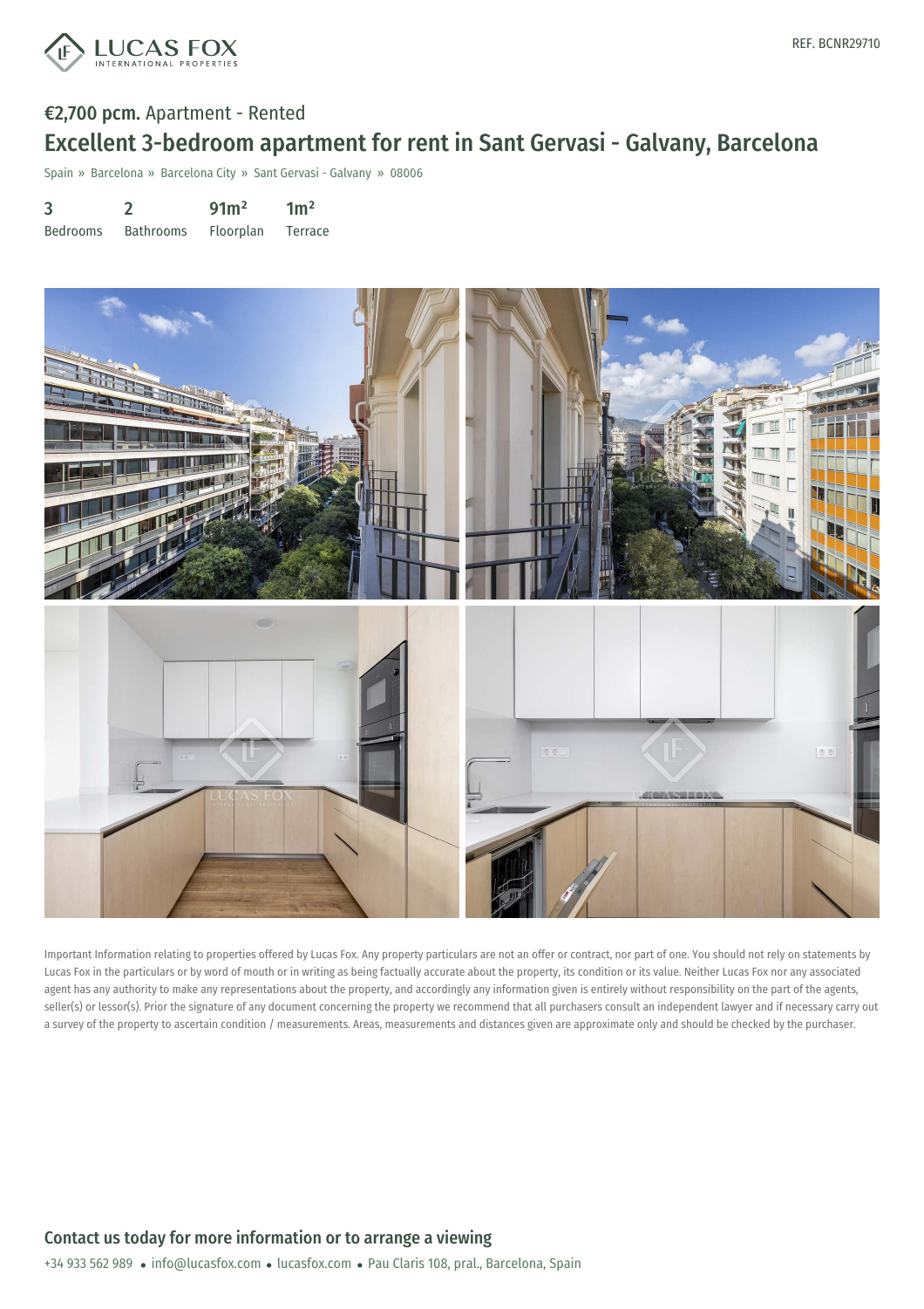REF. BCNR29710

**€2,700 pcm.** Apartment - Rented

# Excellent 3-bedroom apartment for rent in Sant Gervasi - Galvany, Barcelona

Spain » Barcelona » Barcelona City » Sant Gervasi - Galvany » 08006

| 3 | 2 | 91m² | 1m² |
|---|---|---|---|
| Bedrooms | Bathrooms | Floorplan | Terrace |

Important Information relating to properties offered by Lucas Fox. Any property particulars are not an offer or contract, nor part of one. You should not rely on statements by Lucas Fox in the particulars or by word of mouth or in writing as being factually accurate about the property, its condition or its value. Neither Lucas Fox nor any associated agent has any authority to make any representations about the property, and accordingly any information given is entirely without responsibility on the part of the agents, seller(s) or lessor(s). Prior the signature of any document concerning the property we recommend that all purchasers consult an independent lawyer and if necessary carry out a survey of the property to ascertain condition / measurements. Areas, measurements and distances given are approximate only and should be checked by the purchaser.

## Contact us today for more information or to arrange a viewing

+34 933 562 989 • info@lucasfox.com • lucasfox.com • Pau Claris 108, pral., Barcelona, Spain